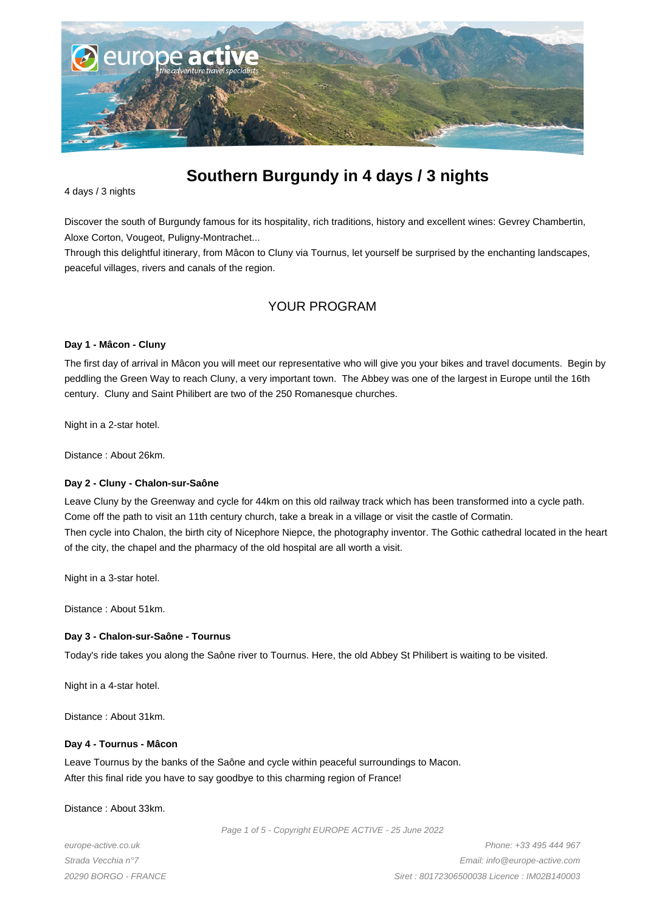# Southern Burgundy in 4 days / 3 nights

4 days / 3 nights

Discover the south of Burgundy famous for its hospitality, rich traditions, history and excellent wines: Gevrey Chambertin, Aloxe Corton, Vougeot, Puligny-Montrachet...
Through this delightful itinerary, from Mâcon to Cluny via Tournus, let yourself be surprised by the enchanting landscapes, peaceful villages, rivers and canals of the region.

## YOUR PROGRAM

**Day 1 - Mâcon - Cluny**

The first day of arrival in Mâcon you will meet our representative who will give you your bikes and travel documents. Begin by peddling the Green Way to reach Cluny, a very important town. The Abbey was one of the largest in Europe until the 16th century. Cluny and Saint Philibert are two of the 250 Romanesque churches.

Night in a 2-star hotel.

Distance : About 26km.

**Day 2 - Cluny - Chalon-sur-Saône**

Leave Cluny by the Greenway and cycle for 44km on this old railway track which has been transformed into a cycle path. Come off the path to visit an 11th century church, take a break in a village or visit the castle of Cormatin.
Then cycle into Chalon, the birth city of Nicephore Niepce, the photography inventor. The Gothic cathedral located in the heart of the city, the chapel and the pharmacy of the old hospital are all worth a visit.

Night in a 3-star hotel.

Distance : About 51km.

**Day 3 - Chalon-sur-Saône - Tournus**

Today's ride takes you along the Saône river to Tournus. Here, the old Abbey St Philibert is waiting to be visited.

Night in a 4-star hotel.

Distance : About 31km.

**Day 4 - Tournus - Mâcon**

Leave Tournus by the banks of the Saône and cycle within peaceful surroundings to Macon.
After this final ride you have to say goodbye to this charming region of France!

Distance : About 33km.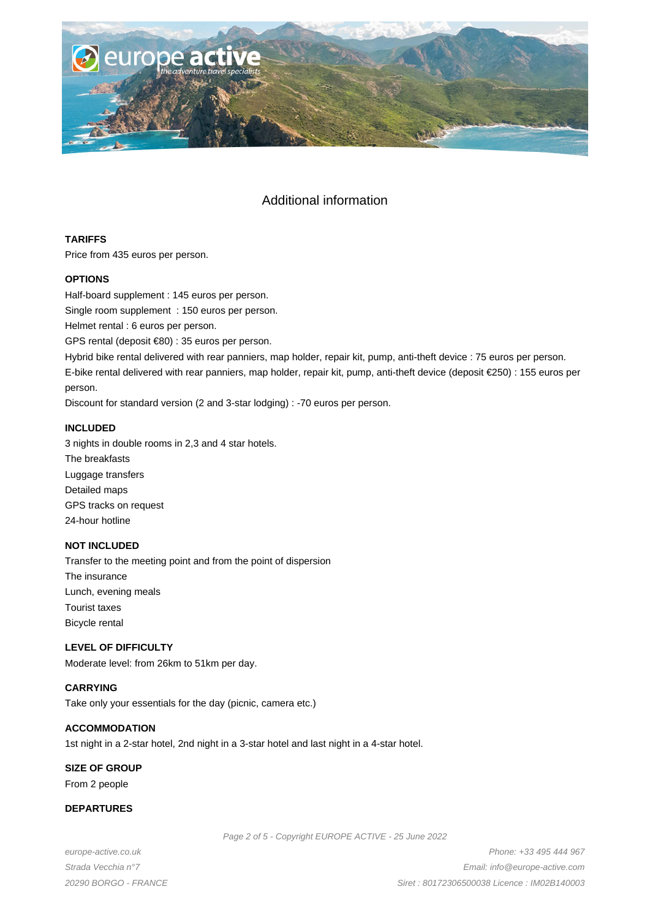## Additional information

### TARIFFS

Price from 435 euros per person.

### OPTIONS

Half-board supplement : 145 euros per person.

Single room supplement : 150 euros per person.

Helmet rental : 6 euros per person.

GPS rental (deposit €80) : 35 euros per person.

Hybrid bike rental delivered with rear panniers, map holder, repair kit, pump, anti-theft device : 75 euros per person.

E-bike rental delivered with rear panniers, map holder, repair kit, pump, anti-theft device (deposit €250) : 155 euros per person.

Discount for standard version (2 and 3-star lodging) : -70 euros per person.

### INCLUDED

3 nights in double rooms in 2,3 and 4 star hotels.

The breakfasts

Luggage transfers

Detailed maps

GPS tracks on request

24-hour hotline

### NOT INCLUDED

Transfer to the meeting point and from the point of dispersion

The insurance

Lunch, evening meals

Tourist taxes

Bicycle rental

### LEVEL OF DIFFICULTY

Moderate level: from 26km to 51km per day.

### CARRYING

Take only your essentials for the day (picnic, camera etc.)

### ACCOMMODATION

1st night in a 2-star hotel, 2nd night in a 3-star hotel and last night in a 4-star hotel.

### SIZE OF GROUP

From 2 people

### DEPARTURES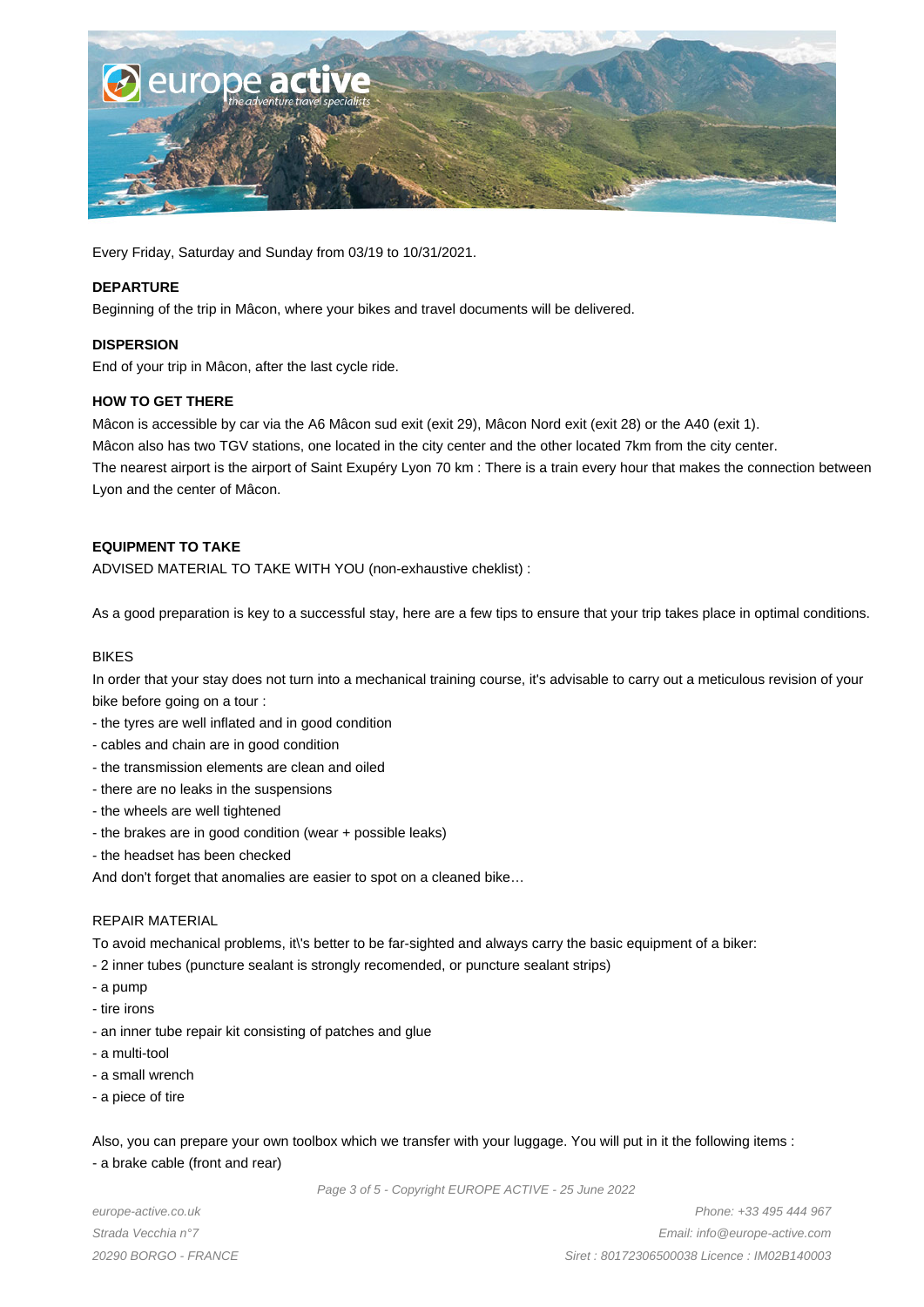Every Friday, Saturday and Sunday from 03/19 to 10/31/2021.

**DEPARTURE**

Beginning of the trip in Mâcon, where your bikes and travel documents will be delivered.

**DISPERSION**

End of your trip in Mâcon, after the last cycle ride.

**HOW TO GET THERE**

Mâcon is accessible by car via the A6 Mâcon sud exit (exit 29), Mâcon Nord exit (exit 28) or the A40 (exit 1).
Mâcon also has two TGV stations, one located in the city center and the other located 7km from the city center.
The nearest airport is the airport of Saint Exupéry Lyon 70 km : There is a train every hour that makes the connection between Lyon and the center of Mâcon.

**EQUIPMENT TO TAKE**

ADVISED MATERIAL TO TAKE WITH YOU (non-exhaustive cheklist) :

As a good preparation is key to a successful stay, here are a few tips to ensure that your trip takes place in optimal conditions.

BIKES

In order that your stay does not turn into a mechanical training course, it's advisable to carry out a meticulous revision of your bike before going on a tour :

- the tyres are well inflated and in good condition
- cables and chain are in good condition
- the transmission elements are clean and oiled
- there are no leaks in the suspensions
- the wheels are well tightened
- the brakes are in good condition (wear + possible leaks)
- the headset has been checked

And don't forget that anomalies are easier to spot on a cleaned bike…

REPAIR MATERIAL

To avoid mechanical problems, it\'s better to be far-sighted and always carry the basic equipment of a biker:

- 2 inner tubes (puncture sealant is strongly recomended, or puncture sealant strips)
- a pump
- tire irons
- an inner tube repair kit consisting of patches and glue
- a multi-tool
- a small wrench
- a piece of tire

Also, you can prepare your own toolbox which we transfer with your luggage. You will put in it the following items :

- a brake cable (front and rear)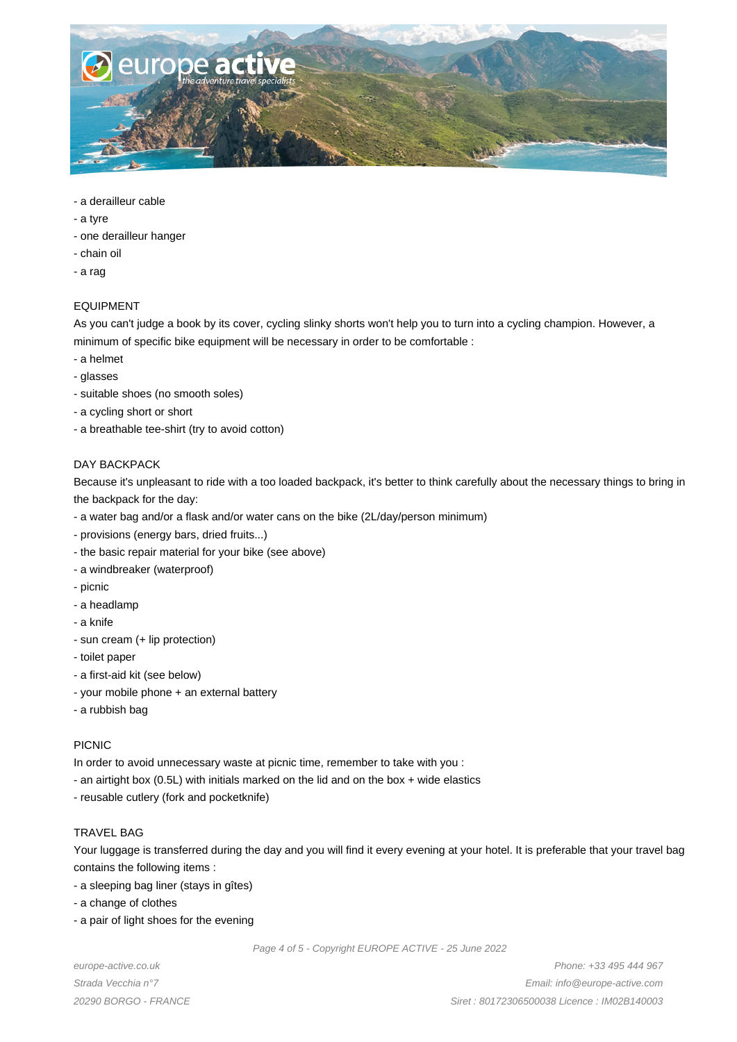- a derailleur cable
- a tyre
- one derailleur hanger
- chain oil
- a rag

EQUIPMENT

As you can't judge a book by its cover, cycling slinky shorts won't help you to turn into a cycling champion. However, a minimum of specific bike equipment will be necessary in order to be comfortable :

- a helmet
- glasses
- suitable shoes (no smooth soles)
- a cycling short or short
- a breathable tee-shirt (try to avoid cotton)

DAY BACKPACK

Because it's unpleasant to ride with a too loaded backpack, it's better to think carefully about the necessary things to bring in the backpack for the day:

- a water bag and/or a flask and/or water cans on the bike (2L/day/person minimum)
- provisions (energy bars, dried fruits...)
- the basic repair material for your bike (see above)
- a windbreaker (waterproof)
- picnic
- a headlamp
- a knife
- sun cream (+ lip protection)
- toilet paper
- a first-aid kit (see below)
- your mobile phone + an external battery
- a rubbish bag

PICNIC

In order to avoid unnecessary waste at picnic time, remember to take with you :

- an airtight box (0.5L) with initials marked on the lid and on the box + wide elastics
- reusable cutlery (fork and pocketknife)

TRAVEL BAG

Your luggage is transferred during the day and you will find it every evening at your hotel. It is preferable that your travel bag contains the following items :

- a sleeping bag liner (stays in gîtes)
- a change of clothes
- a pair of light shoes for the evening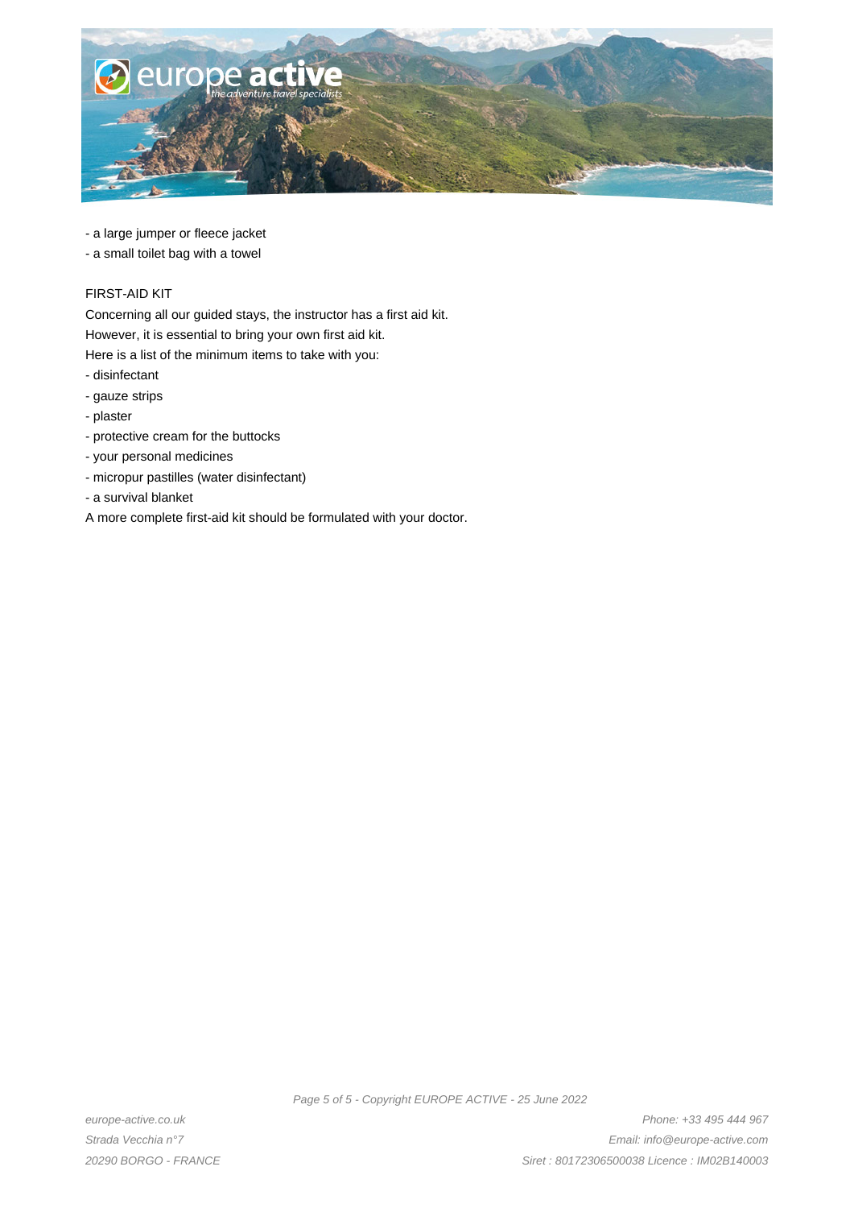- a large jumper or fleece jacket
- a small toilet bag with a towel

FIRST-AID KIT

Concerning all our guided stays, the instructor has a first aid kit.
However, it is essential to bring your own first aid kit.
Here is a list of the minimum items to take with you:

- disinfectant
- gauze strips
- plaster
- protective cream for the buttocks
- your personal medicines
- micropur pastilles (water disinfectant)
- a survival blanket

A more complete first-aid kit should be formulated with your doctor.